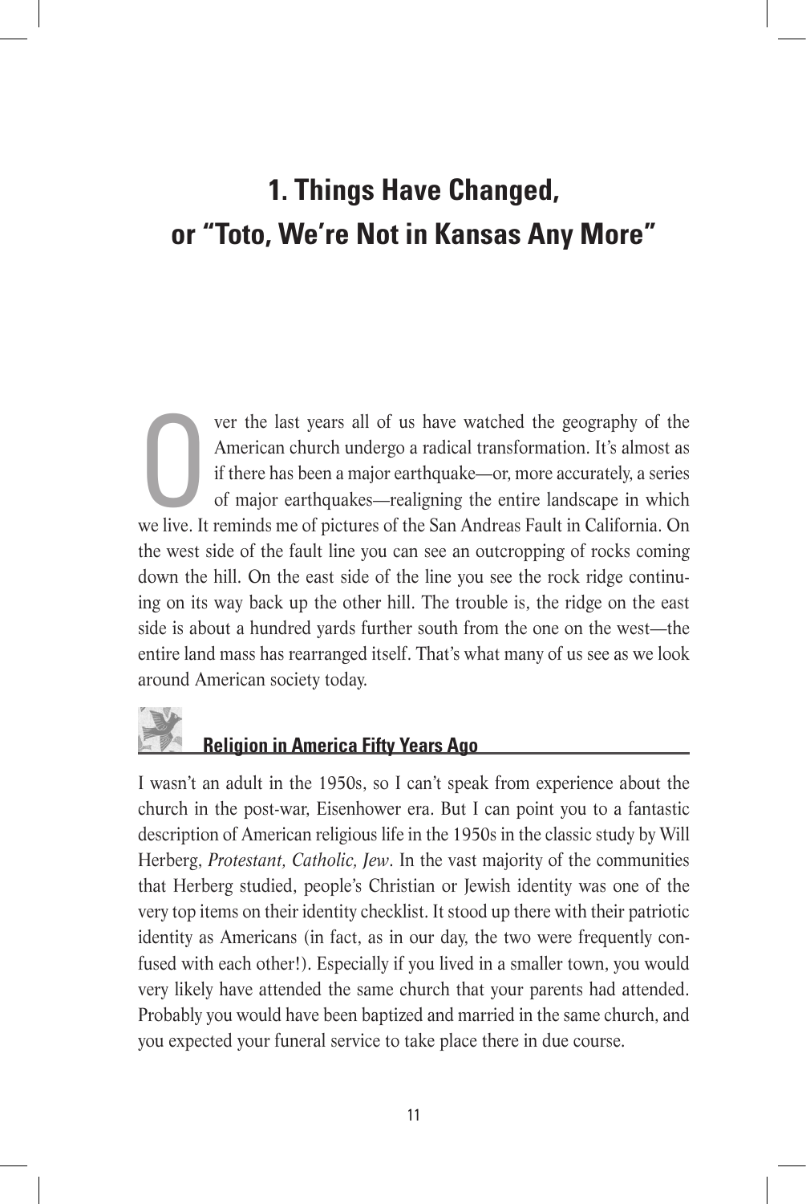# 1. Things Have Changed, or "Toto, We're Not in Kansas Any More"

Over the last years all of us have watched the geography of the American church undergo a radical transformation. It's almost as if there has been a major earthquake—or, more accurately, a series of major earthquakes—realigning the entire landscape in which we live. It reminds me of pictures of the San Andreas Fault in California. On the west side of the fault line you can see an outcropping of rocks coming down the hill. On the east side of the line you see the rock ridge continuing on its way back up the other hill. The trouble is, the ridge on the east side is about a hundred yards further south from the one on the west—the entire land mass has rearranged itself. That's what many of us see as we look around American society today.

## Religion in America Fifty Years Ago

I wasn't an adult in the 1950s, so I can't speak from experience about the church in the post-war, Eisenhower era. But I can point you to a fantastic description of American religious life in the 1950s in the classic study by Will Herberg, *Protestant, Catholic, Jew*. In the vast majority of the communities that Herberg studied, people's Christian or Jewish identity was one of the very top items on their identity checklist. It stood up there with their patriotic identity as Americans (in fact, as in our day, the two were frequently confused with each other!). Especially if you lived in a smaller town, you would very likely have attended the same church that your parents had attended. Probably you would have been baptized and married in the same church, and you expected your funeral service to take place there in due course.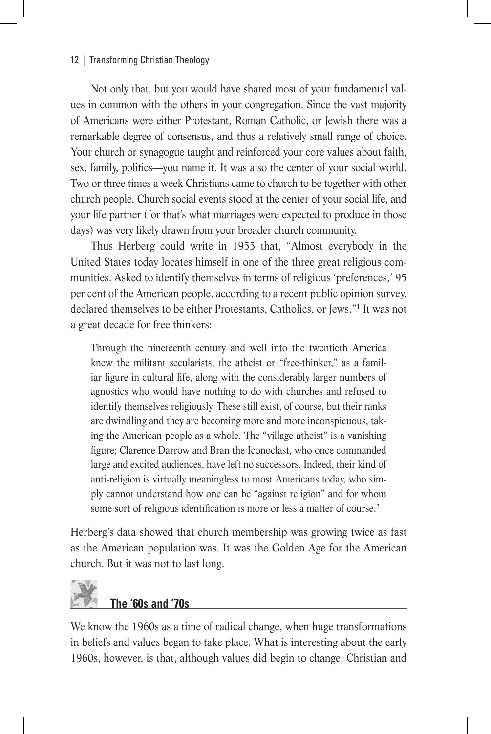Not only that, but you would have shared most of your fundamental values in common with the others in your congregation. Since the vast majority of Americans were either Protestant, Roman Catholic, or Jewish there was a remarkable degree of consensus, and thus a relatively small range of choice. Your church or synagogue taught and reinforced your core values about faith, sex, family, politics—you name it. It was also the center of your social world. Two or three times a week Christians came to church to be together with other church people. Church social events stood at the center of your social life, and your life partner (for that's what marriages were expected to produce in those days) was very likely drawn from your broader church community.

Thus Herberg could write in 1955 that, "Almost everybody in the United States today locates himself in one of the three great religious communities. Asked to identify themselves in terms of religious 'preferences,' 95 per cent of the American people, according to a recent public opinion survey, declared themselves to be either Protestants, Catholics, or Jews."[1] It was not a great decade for free thinkers:

> Through the nineteenth century and well into the twentieth America knew the militant secularists, the atheist or "free-thinker," as a familiar figure in cultural life, along with the considerably larger numbers of agnostics who would have nothing to do with churches and refused to identify themselves religiously. These still exist, of course, but their ranks are dwindling and they are becoming more and more inconspicuous, taking the American people as a whole. The "village atheist" is a vanishing figure; Clarence Darrow and Bran the Iconoclast, who once commanded large and excited audiences, have left no successors. Indeed, their kind of anti-religion is virtually meaningless to most Americans today, who simply cannot understand how one can be "against religion" and for whom some sort of religious identification is more or less a matter of course.[2]

Herberg's data showed that church membership was growing twice as fast as the American population was. It was the Golden Age for the American church. But it was not to last long.

## The '60s and '70s

We know the 1960s as a time of radical change, when huge transformations in beliefs and values began to take place. What is interesting about the early 1960s, however, is that, although values did begin to change, Christian and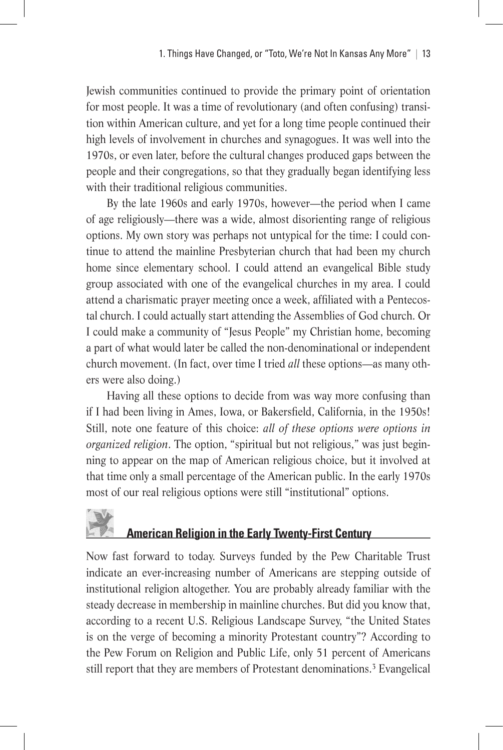Jewish communities continued to provide the primary point of orientation for most people. It was a time of revolutionary (and often confusing) transition within American culture, and yet for a long time people continued their high levels of involvement in churches and synagogues. It was well into the 1970s, or even later, before the cultural changes produced gaps between the people and their congregations, so that they gradually began identifying less with their traditional religious communities.

By the late 1960s and early 1970s, however—the period when I came of age religiously—there was a wide, almost disorienting range of religious options. My own story was perhaps not untypical for the time: I could continue to attend the mainline Presbyterian church that had been my church home since elementary school. I could attend an evangelical Bible study group associated with one of the evangelical churches in my area. I could attend a charismatic prayer meeting once a week, affiliated with a Pentecostal church. I could actually start attending the Assemblies of God church. Or I could make a community of "Jesus People" my Christian home, becoming a part of what would later be called the non-denominational or independent church movement. (In fact, over time I tried *all* these options—as many others were also doing.)

Having all these options to decide from was way more confusing than if I had been living in Ames, Iowa, or Bakersfield, California, in the 1950s! Still, note one feature of this choice: *all of these options were options in organized religion*. The option, "spiritual but not religious," was just beginning to appear on the map of American religious choice, but it involved at that time only a small percentage of the American public. In the early 1970s most of our real religious options were still "institutional" options.

## American Religion in the Early Twenty-First Century

Now fast forward to today. Surveys funded by the Pew Charitable Trust indicate an ever-increasing number of Americans are stepping outside of institutional religion altogether. You are probably already familiar with the steady decrease in membership in mainline churches. But did you know that, according to a recent U.S. Religious Landscape Survey, "the United States is on the verge of becoming a minority Protestant country"? According to the Pew Forum on Religion and Public Life, only 51 percent of Americans still report that they are members of Protestant denominations.[3] Evangelical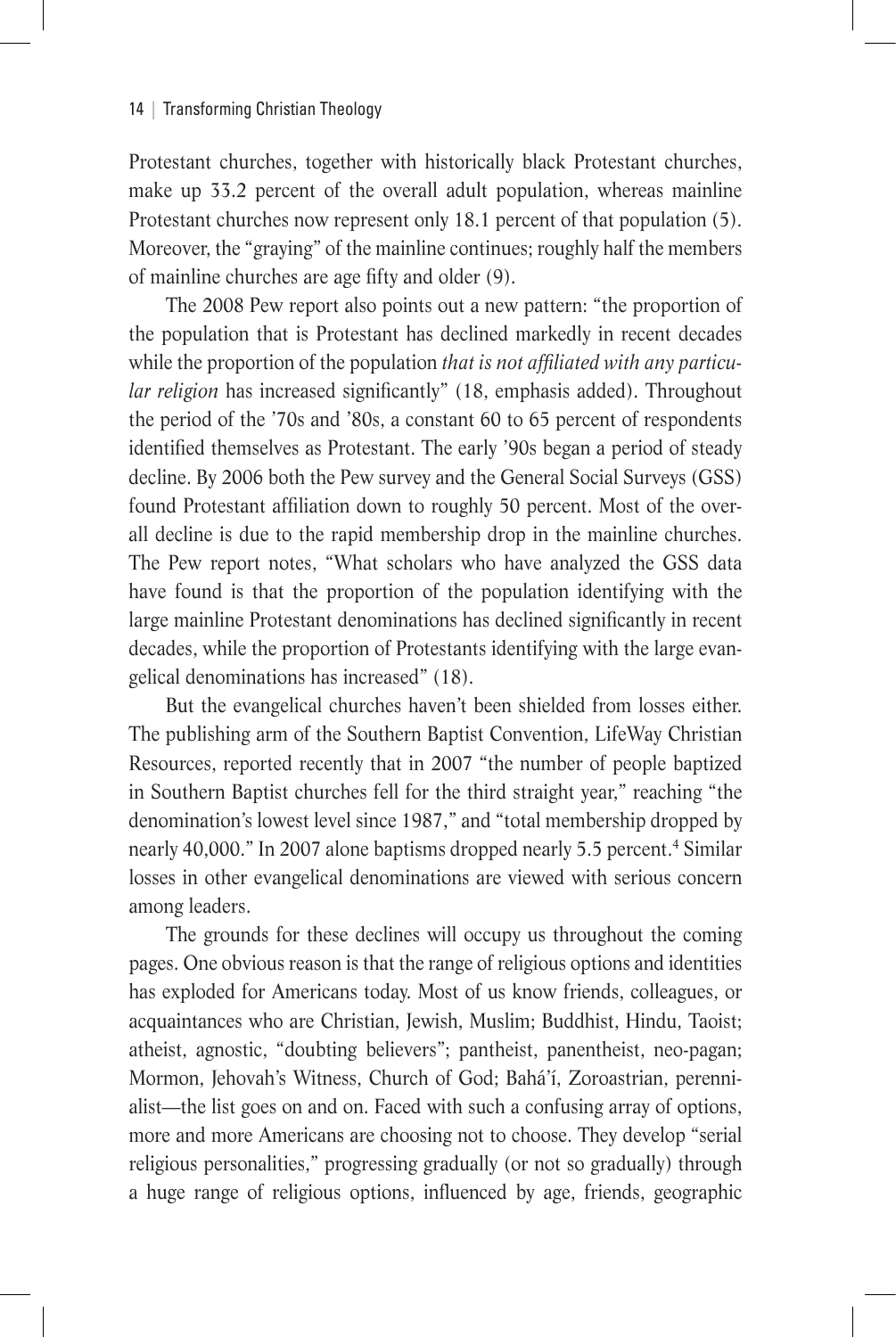Protestant churches, together with historically black Protestant churches, make up 33.2 percent of the overall adult population, whereas mainline Protestant churches now represent only 18.1 percent of that population (5). Moreover, the "graying" of the mainline continues; roughly half the members of mainline churches are age fifty and older (9).

The 2008 Pew report also points out a new pattern: "the proportion of the population that is Protestant has declined markedly in recent decades while the proportion of the population *that is not affiliated with any particular religion* has increased significantly" (18, emphasis added). Throughout the period of the '70s and '80s, a constant 60 to 65 percent of respondents identified themselves as Protestant. The early '90s began a period of steady decline. By 2006 both the Pew survey and the General Social Surveys (GSS) found Protestant affiliation down to roughly 50 percent. Most of the overall decline is due to the rapid membership drop in the mainline churches. The Pew report notes, "What scholars who have analyzed the GSS data have found is that the proportion of the population identifying with the large mainline Protestant denominations has declined significantly in recent decades, while the proportion of Protestants identifying with the large evangelical denominations has increased" (18).

But the evangelical churches haven't been shielded from losses either. The publishing arm of the Southern Baptist Convention, LifeWay Christian Resources, reported recently that in 2007 "the number of people baptized in Southern Baptist churches fell for the third straight year," reaching "the denomination's lowest level since 1987," and "total membership dropped by nearly 40,000." In 2007 alone baptisms dropped nearly 5.5 percent.[4] Similar losses in other evangelical denominations are viewed with serious concern among leaders.

The grounds for these declines will occupy us throughout the coming pages. One obvious reason is that the range of religious options and identities has exploded for Americans today. Most of us know friends, colleagues, or acquaintances who are Christian, Jewish, Muslim; Buddhist, Hindu, Taoist; atheist, agnostic, "doubting believers"; pantheist, panentheist, neo-pagan; Mormon, Jehovah's Witness, Church of God; Bahá'í, Zoroastrian, perennialist—the list goes on and on. Faced with such a confusing array of options, more and more Americans are choosing not to choose. They develop "serial religious personalities," progressing gradually (or not so gradually) through a huge range of religious options, influenced by age, friends, geographic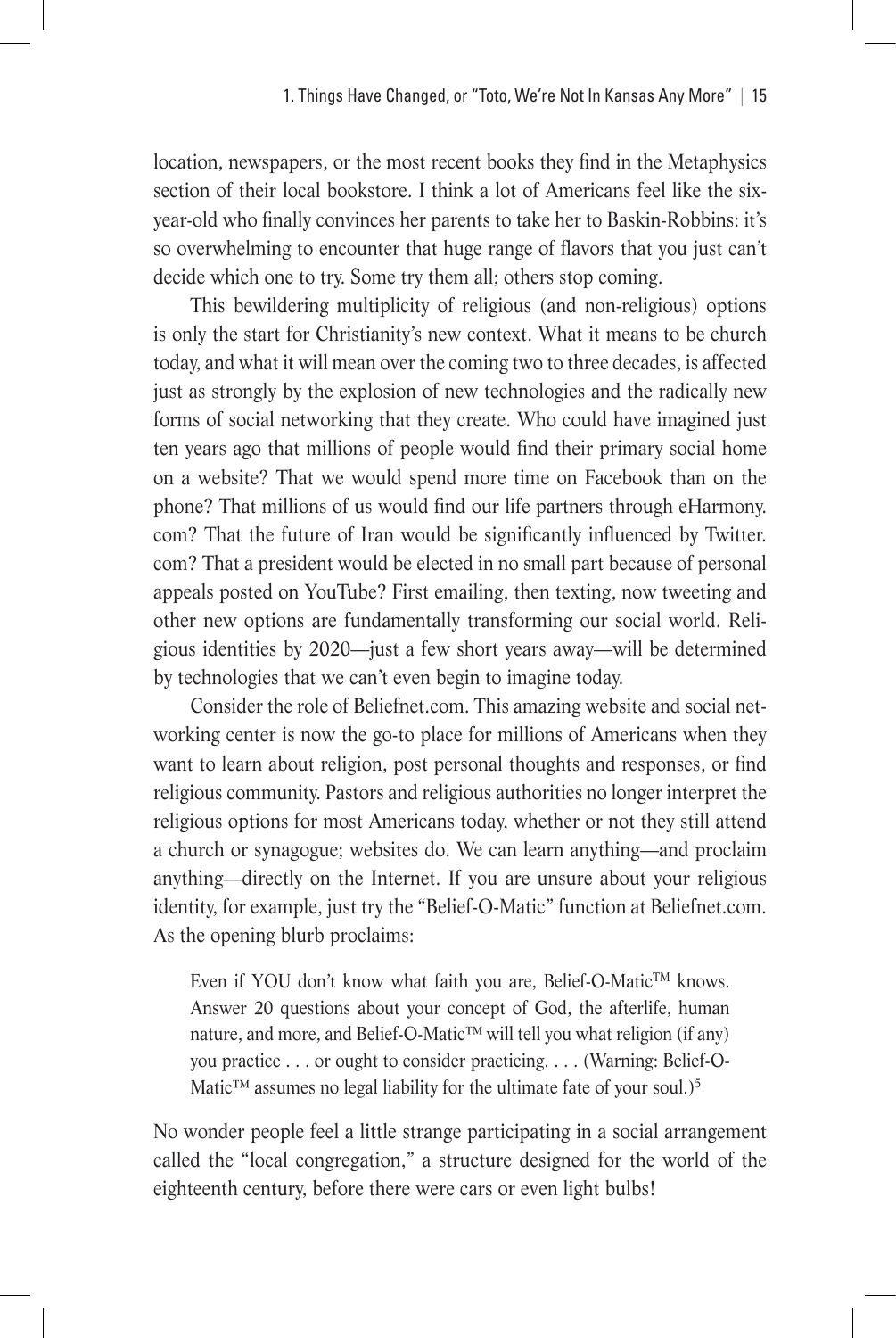location, newspapers, or the most recent books they find in the Metaphysics section of their local bookstore. I think a lot of Americans feel like the six-year-old who finally convinces her parents to take her to Baskin-Robbins: it's so overwhelming to encounter that huge range of flavors that you just can't decide which one to try. Some try them all; others stop coming.

This bewildering multiplicity of religious (and non-religious) options is only the start for Christianity's new context. What it means to be church today, and what it will mean over the coming two to three decades, is affected just as strongly by the explosion of new technologies and the radically new forms of social networking that they create. Who could have imagined just ten years ago that millions of people would find their primary social home on a website? That we would spend more time on Facebook than on the phone? That millions of us would find our life partners through eHarmony.com? That the future of Iran would be significantly influenced by Twitter.com? That a president would be elected in no small part because of personal appeals posted on YouTube? First emailing, then texting, now tweeting and other new options are fundamentally transforming our social world. Religious identities by 2020—just a few short years away—will be determined by technologies that we can't even begin to imagine today.

Consider the role of Beliefnet.com. This amazing website and social networking center is now the go-to place for millions of Americans when they want to learn about religion, post personal thoughts and responses, or find religious community. Pastors and religious authorities no longer interpret the religious options for most Americans today, whether or not they still attend a church or synagogue; websites do. We can learn anything—and proclaim anything—directly on the Internet. If you are unsure about your religious identity, for example, just try the "Belief-O-Matic" function at Beliefnet.com. As the opening blurb proclaims:

> Even if YOU don't know what faith you are, Belief-O-Matic™ knows. Answer 20 questions about your concept of God, the afterlife, human nature, and more, and Belief-O-Matic™ will tell you what religion (if any) you practice . . . or ought to consider practicing. . . . (Warning: Belief-O-Matic™ assumes no legal liability for the ultimate fate of your soul.)[5]

No wonder people feel a little strange participating in a social arrangement called the "local congregation," a structure designed for the world of the eighteenth century, before there were cars or even light bulbs!